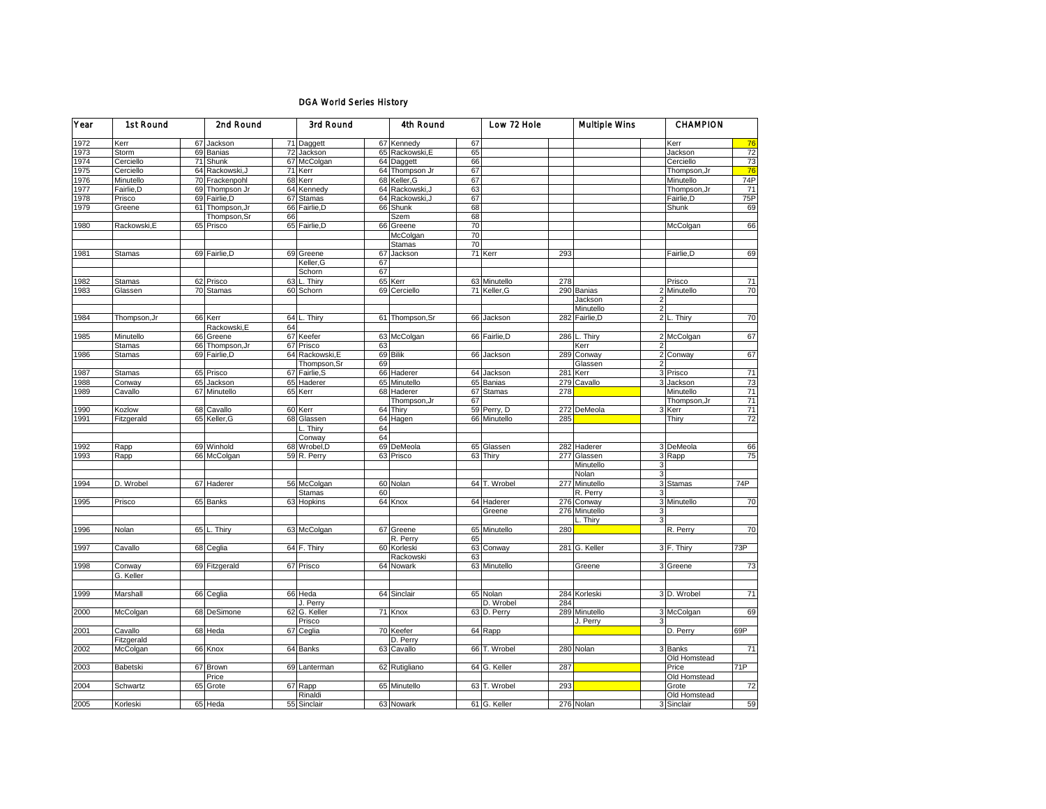# DGA World Series History

| Year | 1st Round | | 2nd Round | | 3rd Round | | 4th Round | | Low 72 Hole | | Multiple Wins | | CHAMPION | |
|---|---|---|---|---|---|---|---|---|---|---|---|---|---|---|
| 1972 | Kerr | 67 | Jackson | 71 | Daggett | 67 | Kennedy | 67 | | | | | Kerr | 76 |
| 1973 | Storm | 69 | Banias | 72 | Jackson | 65 | Rackowski,E | 65 | | | | | Jackson | 72 |
| 1974 | Cerciello | 71 | Shunk | 67 | McColgan | 64 | Daggett | 66 | | | | | Cerciello | 73 |
| 1975 | Cerciello | 64 | Rackowski,J | 71 | Kerr | 64 | Thompson Jr | 67 | | | | | Thompson,Jr | 76 |
| 1976 | Minutello | 70 | Frackenpohl | 68 | Kerr | 68 | Keller,G | 67 | | | | | Minutello | 74P |
| 1977 | Fairlie,D | 69 | Thompson Jr | 64 | Kennedy | 64 | Rackowski,J | 63 | | | | | Thompson,Jr | 71 |
| 1978 | Prisco | 69 | Fairlie,D | 67 | Stamas | 64 | Rackowski,J | 67 | | | | | Fairlie,D | 75P |
| 1979 | Greene | 61 | Thompson,Jr | 66 | Fairlie,D | 66 | Shunk | 68 | | | | | Shunk | 69 |
| | | | Thompson,Sr | 66 | | | Szem | 68 | | | | | | |
| 1980 | Rackowski,E | 65 | Prisco | 65 | Fairlie,D | 66 | Greene | 70 | | | | | McColgan | 66 |
| | | | | | | | McColgan | 70 | | | | | | |
| | | | | | | | Stamas | 70 | | | | | | |
| 1981 | Stamas | 69 | Fairlie,D | 69 | Greene | 67 | Jackson | 71 | Kerr | 293 | | | Fairlie,D | 69 |
| | | | | | Keller,G | 67 | | | | | | | | |
| | | | | | Schorn | 67 | | | | | | | | |
| 1982 | Stamas | 62 | Prisco | 63 | L. Thiry | 65 | Kerr | 63 | Minutello | 278 | | | Prisco | 71 |
| 1983 | Glassen | 70 | Stamas | 60 | Schorn | 69 | Cerciello | 71 | Keller,G | 290 | Banias | 2 | Minutello | 70 |
| | | | | | | | | | | | Jackson | 2 | | |
| | | | | | | | | | | | Minutello | 2 | | |
| 1984 | Thompson,Jr | 66 | Kerr | 64 | L. Thiry | 61 | Thompson,Sr | 66 | Jackson | 282 | Fairlie,D | 2 | L. Thiry | 70 |
| | | | Rackowski,E | 64 | | | | | | | | | | |
| 1985 | Minutello | 66 | Greene | 67 | Keefer | 63 | McColgan | 66 | Fairlie,D | 286 | L. Thiry | 2 | McColgan | 67 |
| | Stamas | 66 | Thompson,Jr | 67 | Prisco | 63 | | | | | Kerr | 2 | | |
| 1986 | Stamas | 69 | Fairlie,D | 64 | Rackowski,E | 69 | Bilik | 66 | Jackson | 289 | Conway | 2 | Conway | 67 |
| | | | | | Thompson,Sr | 69 | | | | | Glassen | 2 | | |
| 1987 | Stamas | 65 | Prisco | 67 | Fairlie,S | 66 | Haderer | 64 | Jackson | 281 | Kerr | 3 | Prisco | 71 |
| 1988 | Conway | 65 | Jackson | 65 | Haderer | 65 | Minutello | 65 | Banias | 279 | Cavallo | 3 | Jackson | 73 |
| 1989 | Cavallo | 67 | Minutello | 65 | Kerr | 68 | Haderer | 67 | Stamas | 278 | | | Minutello | 71 |
| | | | | | | | Thompson,Jr | 67 | | | | | Thompson,Jr | 71 |
| 1990 | Kozlow | 68 | Cavallo | 60 | Kerr | 64 | Thiry | 59 | Perry, D | 272 | DeMeola | 3 | Kerr | 71 |
| 1991 | Fitzgerald | 65 | Keller,G | 68 | Glassen | 64 | Hagen | 66 | Minutello | 285 | | | Thiry | 72 |
| | | | | | L. Thiry | 64 | | | | | | | | |
| | | | | | Conway | 64 | | | | | | | | |
| 1992 | Rapp | 69 | Winhold | 68 | Wrobel,D | 69 | DeMeola | 65 | Glassen | 282 | Haderer | 3 | DeMeola | 66 |
| 1993 | Rapp | 66 | McColgan | 59 | R. Perry | 63 | Prisco | 63 | Thiry | 277 | Glassen | 3 | Rapp | 75 |
| | | | | | | | | | | | Minutello | 3 | | |
| | | | | | | | | | | | Nolan | 3 | | |
| 1994 | D. Wrobel | 67 | Haderer | 56 | McColgan | 60 | Nolan | 64 | T. Wrobel | 277 | Minutello | 3 | Stamas | 74P |
| | | | | | Stamas | 60 | | | | | R. Perry | 3 | | |
| 1995 | Prisco | 65 | Banks | 63 | Hopkins | 64 | Knox | 64 | Haderer | 276 | Conway | 3 | Minutello | 70 |
| | | | | | | | | | Greene | 276 | Minutello | 3 | | |
| | | | | | | | | | | | L. Thiry | 3 | | |
| 1996 | Nolan | 65 | L. Thiry | 63 | McColgan | 67 | Greene | 65 | Minutello | 280 | | | R. Perry | 70 |
| | | | | | | | R. Perry | 65 | | | | | | |
| 1997 | Cavallo | 68 | Ceglia | 64 | F. Thiry | 60 | Korleski | 63 | Conway | 281 | G. Keller | 3 | F. Thiry | 73P |
| | | | | | | | Rackowski | 63 | | | | | | |
| 1998 | Conway | 69 | Fitzgerald | 67 | Prisco | 64 | Nowark | 63 | Minutello | | Greene | 3 | Greene | 73 |
| | G. Keller | | | | | | | | | | | | | |
| | | | | | | | | | | | | | | |
| 1999 | Marshall | 66 | Ceglia | 66 | Heda | 64 | Sinclair | 65 | Nolan | 284 | Korleski | 3 | D. Wrobel | 71 |
| | | | | | J. Perry | | | | D. Wrobel | 284 | | | | |
| 2000 | McColgan | 68 | DeSimone | 62 | G. Keller | 71 | Knox | 63 | D. Perry | 289 | Minutello | 3 | McColgan | 69 |
| | | | | | Prisco | | | | | | J. Perry | 3 | | |
| 2001 | Cavallo | 68 | Heda | 67 | Ceglia | 70 | Keefer | 64 | Rapp | | | | D. Perry | 69P |
| | Fitzgerald | | | | | | D. Perry | | | | | | | |
| 2002 | McColgan | 66 | Knox | 64 | Banks | 63 | Cavallo | 66 | T. Wrobel | 280 | Nolan | 3 | Banks | 71 |
| | | | | | | | | | | | | | Old Homstead | |
| 2003 | Babetski | 67 | Brown | 69 | Lanterman | 62 | Rutigliano | 64 | G. Keller | 287 | | | Price | 71P |
| | | | Price | | | | | | | | | | Old Homstead | |
| 2004 | Schwartz | 65 | Grote | 67 | Rapp | 65 | Minutello | 63 | T. Wrobel | 293 | | | Grote | 72 |
| | | | | | Rinaldi | | | | | | | | Old Homstead | |
| 2005 | Korleski | 65 | Heda | 55 | Sinclair | 63 | Nowark | 61 | G. Keller | 276 | Nolan | 3 | Sinclair | 59 |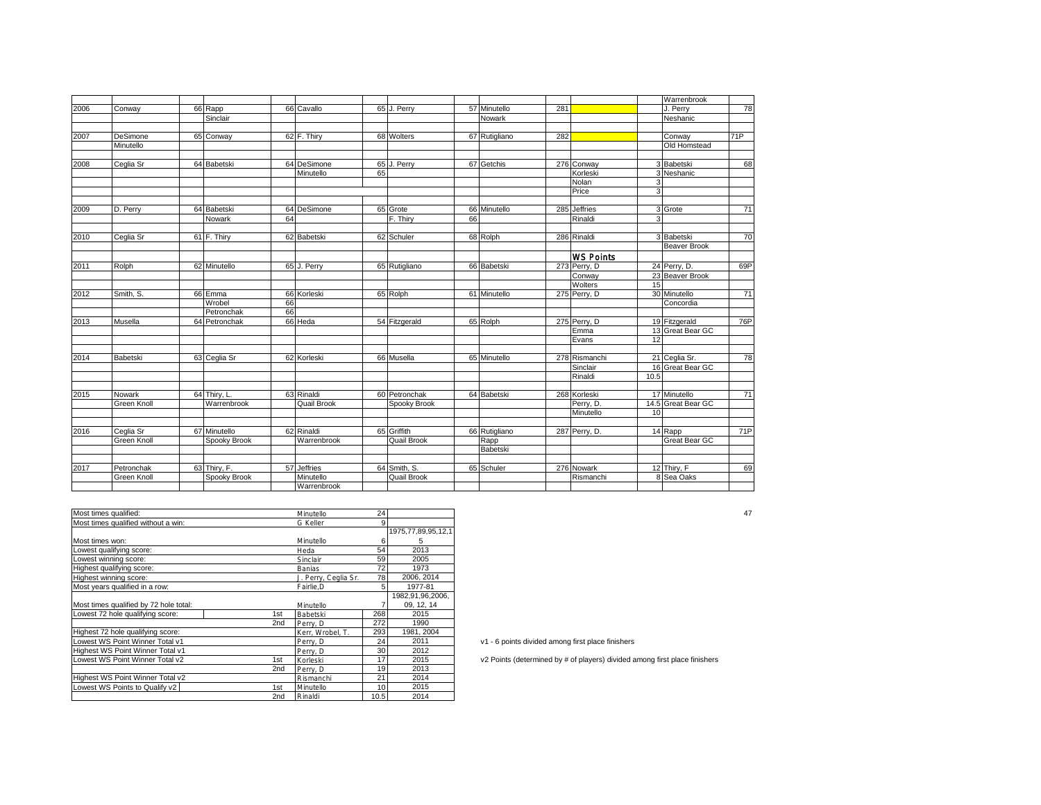| | | | | | | | | | | | | | | |
|---|---|---|---|---|---|---|---|---|---|---|---|---|---|---|
| | | | | | | | | | | | | | Warrenbrook | |
| 2006 | Conway | 66 | Rapp | 66 | Cavallo | 65 | J. Perry | 57 | Minutello | 281 | | | J. Perry | 78 |
| | | | Sinclair | | | | | | Nowark | | | | Neshanic | |
| | | | | | | | | | | | | | | |
| 2007 | DeSimone | 65 | Conway | 62 | F. Thiry | 68 | Wolters | 67 | Rutigliano | 282 | | | Conway | 71P |
| | Minutello | | | | | | | | | | | | Old Homstead | |
| | | | | | | | | | | | | | | |
| 2008 | Ceglia Sr | 64 | Babetski | 64 | DeSimone | 65 | J. Perry | 67 | Getchis | 276 | Conway | 3 | Babetski | 68 |
| | | | | | Minutello | 65 | | | | | Korleski | 3 | Neshanic | |
| | | | | | | | | | | | Nolan | 3 | | |
| | | | | | | | | | | | Price | 3 | | |
| | | | | | | | | | | | | | | |
| 2009 | D. Perry | 64 | Babetski | 64 | DeSimone | 65 | Grote | 66 | Minutello | 285 | Jeffries | 3 | Grote | 71 |
| | | | Nowark | 64 | | | F. Thiry | 66 | | | Rinaldi | 3 | | |
| | | | | | | | | | | | | | | |
| 2010 | Ceglia Sr | 61 | F. Thiry | 62 | Babetski | 62 | Schuler | 68 | Rolph | 286 | Rinaldi | 3 | Babetski | 70 |
| | | | | | | | | | | | | | Beaver Brook | |
| | | | | | | | | | | | **WS Points** | | | |
| 2011 | Rolph | 62 | Minutello | 65 | J. Perry | 65 | Rutigliano | 66 | Babetski | 273 | Perry, D | 24 | Perry, D. | 69P |
| | | | | | | | | | | | Conway | 23 | Beaver Brook | |
| | | | | | | | | | | | Wolters | 15 | | |
| 2012 | Smith, S. | 66 | Emma | 66 | Korleski | 65 | Rolph | 61 | Minutello | 275 | Perry, D | 30 | Minutello | 71 |
| | | | Wrobel | 66 | | | | | | | | | Concordia | |
| | | | Petronchak | 66 | | | | | | | | | | |
| 2013 | Musella | 64 | Petronchak | 66 | Heda | 54 | Fitzgerald | 65 | Rolph | 275 | Perry, D | 19 | Fitzgerald | 76P |
| | | | | | | | | | | | Emma | 13 | Great Bear GC | |
| | | | | | | | | | | | Evans | 12 | | |
| | | | | | | | | | | | | | | |
| 2014 | Babetski | 63 | Ceglia Sr | 62 | Korleski | 66 | Musella | 65 | Minutello | 278 | Rismanchi | 21 | Ceglia Sr. | 78 |
| | | | | | | | | | | | Sinclair | 16 | Great Bear GC | |
| | | | | | | | | | | | Rinaldi | 10.5 | | |
| | | | | | | | | | | | | | | |
| 2015 | Nowark | 64 | Thiry, L. | 63 | Rinaldi | 60 | Petronchak | 64 | Babetski | 268 | Korleski | 17 | Minutello | 71 |
| | Green Knoll | | Warrenbrook | | Quail Brook | | Spooky Brook | | | | Perry, D. | 14.5 | Great Bear GC | |
| | | | | | | | | | | | Minutello | 10 | | |
| | | | | | | | | | | | | | | |
| 2016 | Ceglia Sr | 67 | Minutello | 62 | Rinaldi | 65 | Griffith | 66 | Rutigliano | 287 | Perry, D. | 14 | Rapp | 71P |
| | Green Knoll | | Spooky Brook | | Warrenbrook | | Quail Brook | | Rapp | | | | Great Bear GC | |
| | | | | | | | | | Babetski | | | | | |
| | | | | | | | | | | | | | | |
| 2017 | Petronchak | 63 | Thiry, F. | 57 | Jeffries | 64 | Smith, S. | 65 | Schuler | 276 | Nowark | 12 | Thiry, F | 69 |
| | Green Knoll | | Spooky Brook | | Minutello | | Quail Brook | | | | Rismanchi | 8 | Sea Oaks | |
| | | | | | Warrenbrook | | | | | | | | | |

| | | | | |
|---|---|---|---|---|
| Most times qualified: | | Minutello | 24 | |
| Most times qualified without a win: | | G Keller | 9 | |
| Most times won: | | Minutello | 6 | 1975,77,89,95,12,15 |
| Lowest qualifying score: | | Heda | 54 | 2013 |
| Lowest winning score: | | Sinclair | 59 | 2005 |
| Highest qualifying score: | | Banias | 72 | 1973 |
| Highest winning score: | | J. Perry, Ceglia Sr. | 78 | 2006, 2014 |
| Most years qualified in a row: | | Fairlie,D | 5 | 1977-81 |
| Most times qualified by 72 hole total: | | Minutello | 7 | 1982,91,96,2006, 09, 12, 14 |
| Lowest 72 hole qualifying score: | 1st | Babetski | 268 | 2015 |
| | 2nd | Perry, D | 272 | 1990 |
| Highest 72 hole qualifying score: | | Kerr, Wrobel, T. | 293 | 1981, 2004 |
| Lowest WS Point Winner Total v1 | | Perry, D | 24 | 2011 |
| Highest WS Point Winner Total v1 | | Perry, D | 30 | 2012 |
| Lowest WS Point Winner Total v2 | 1st | Korleski | 17 | 2015 |
| | 2nd | Perry, D | 19 | 2013 |
| Highest WS Point Winner Total v2 | | Rismanchi | 21 | 2014 |
| Lowest WS Points to Qualify v2 | 1st | Minutello | 10 | 2015 |
| | 2nd | Rinaldi | 10.5 | 2014 |

v1 - 6 points divided among first place finishers

v2 Points (determined by # of players) divided among first place finishers